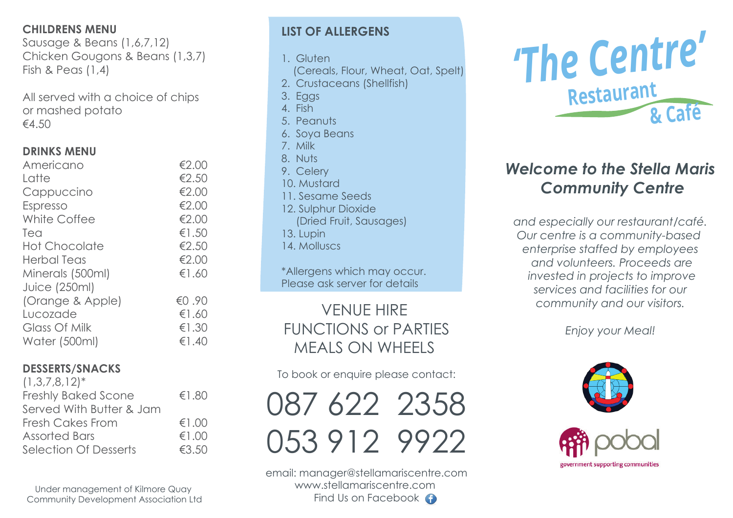## CHILDRENS MENU

Sausage & Beans (1,6,7,12)
Chicken Gougons & Beans (1,3,7)
Fish & Peas (1,4)

All served with a choice of chips or mashed potato
€4.50

## DRINKS MENU

| | |
|---|---|
| Americano | €2.00 |
| Latte | €2.50 |
| Cappuccino | €2.00 |
| Espresso | €2.00 |
| White Coffee | €2.00 |
| Tea | €1.50 |
| Hot Chocolate | €2.50 |
| Herbal Teas | €2.00 |
| Minerals (500ml) | €1.60 |
| Juice (250ml) (Orange & Apple) | €0 .90 |
| Lucozade | €1.60 |
| Glass Of Milk | €1.30 |
| Water (500ml) | €1.40 |

## DESSERTS/SNACKS

(1,3,7,8,12)*

| | |
|---|---|
| Freshly Baked Scone Served With Butter & Jam | €1.80 |
| Fresh Cakes From | €1.00 |
| Assorted Bars | €1.00 |
| Selection Of Desserts | €3.50 |

Under management of Kilmore Quay Community Development Association Ltd

## LIST OF ALLERGENS

1. Gluten (Cereals, Flour, Wheat, Oat, Spelt)
2. Crustaceans (Shellfish)
3. Eggs
4. Fish
5. Peanuts
6. Soya Beans
7. Milk
8. Nuts
9. Celery
10. Mustard
11. Sesame Seeds
12. Sulphur Dioxide (Dried Fruit, Sausages)
13. Lupin
14. Molluscs

*Allergens which may occur. Please ask server for details

VENUE HIRE
FUNCTIONS or PARTIES
MEALS ON WHEELS

To book or enquire please contact:

087 622 2358
053 912 9922

email: manager@stellamariscentre.com
www.stellamariscentre.com
Find Us on Facebook

# 'The Centre' Restaurant & Café

## *Welcome to the Stella Maris Community Centre*

*and especially our restaurant/café. Our centre is a community-based enterprise staffed by employees and volunteers. Proceeds are invested in projects to improve services and facilities for our community and our visitors.*

*Enjoy your Meal!*

pobal
government supporting communities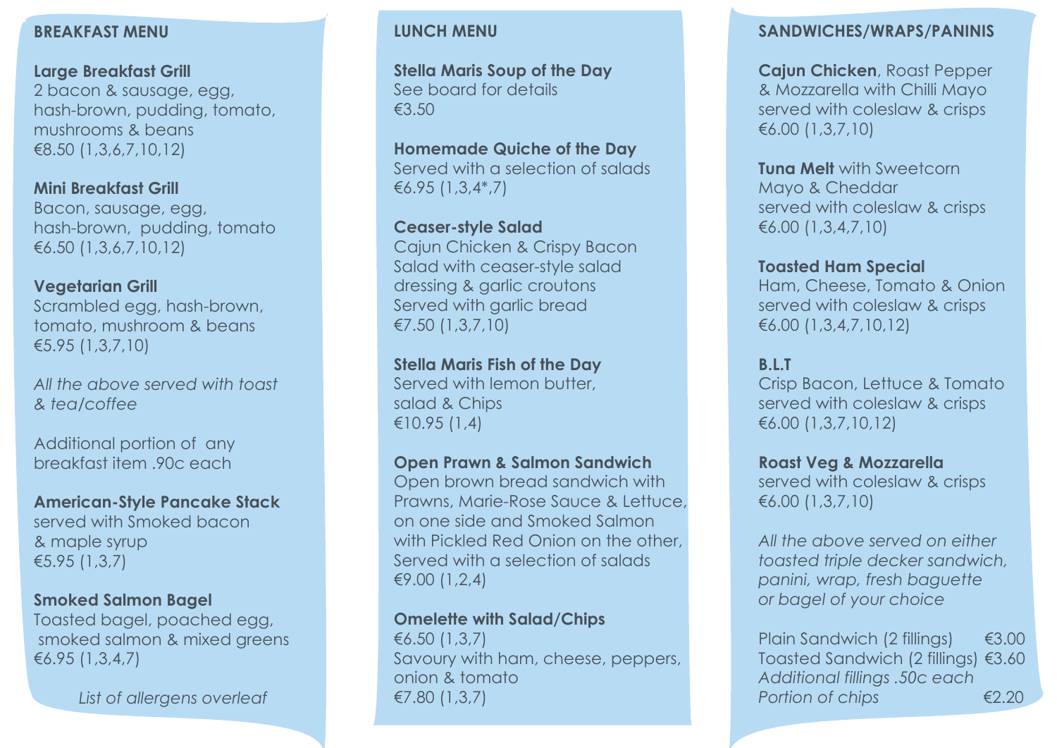## BREAKFAST MENU

**Large Breakfast Grill**
2 bacon & sausage, egg, hash-brown, pudding, tomato, mushrooms & beans
€8.50 (1,3,6,7,10,12)

**Mini Breakfast Grill**
Bacon, sausage, egg, hash-brown, pudding, tomato
€6.50 (1,3,6,7,10,12)

**Vegetarian Grill**
Scrambled egg, hash-brown, tomato, mushroom & beans
€5.95 (1,3,7,10)

*All the above served with toast & tea/coffee*

Additional portion of any breakfast item .90c each

**American-Style Pancake Stack**
served with Smoked bacon & maple syrup
€5.95 (1,3,7)

**Smoked Salmon Bagel**
Toasted bagel, poached egg, smoked salmon & mixed greens
€6.95 (1,3,4,7)

*List of allergens overleaf*

## LUNCH MENU

**Stella Maris Soup of the Day**
See board for details
€3.50

**Homemade Quiche of the Day**
Served with a selection of salads
€6.95 (1,3,4*,7)

**Ceaser-style Salad**
Cajun Chicken & Crispy Bacon Salad with ceaser-style salad dressing & garlic croutons
Served with garlic bread
€7.50 (1,3,7,10)

**Stella Maris Fish of the Day**
Served with lemon butter, salad & Chips
€10.95 (1,4)

**Open Prawn & Salmon Sandwich**
Open brown bread sandwich with Prawns, Marie-Rose Sauce & Lettuce, on one side and Smoked Salmon with Pickled Red Onion on the other, Served with a selection of salads
€9.00 (1,2,4)

**Omelette with Salad/Chips**
€6.50 (1,3,7)
Savoury with ham, cheese, peppers, onion & tomato
€7.80 (1,3,7)

## SANDWICHES/WRAPS/PANINIS

**Cajun Chicken**, Roast Pepper & Mozzarella with Chilli Mayo
served with coleslaw & crisps
€6.00 (1,3,7,10)

**Tuna Melt** with Sweetcorn Mayo & Cheddar
served with coleslaw & crisps
€6.00 (1,3,4,7,10)

**Toasted Ham Special**
Ham, Cheese, Tomato & Onion
served with coleslaw & crisps
€6.00 (1,3,4,7,10,12)

**B.L.T**
Crisp Bacon, Lettuce & Tomato
served with coleslaw & crisps
€6.00 (1,3,7,10,12)

**Roast Veg & Mozzarella**
served with coleslaw & crisps
€6.00 (1,3,7,10)

*All the above served on either toasted triple decker sandwich, panini, wrap, fresh baguette or bagel of your choice*

Plain Sandwich (2 fillings) €3.00
Toasted Sandwich (2 fillings) €3.60
*Additional fillings .50c each*
*Portion of chips* €2.20